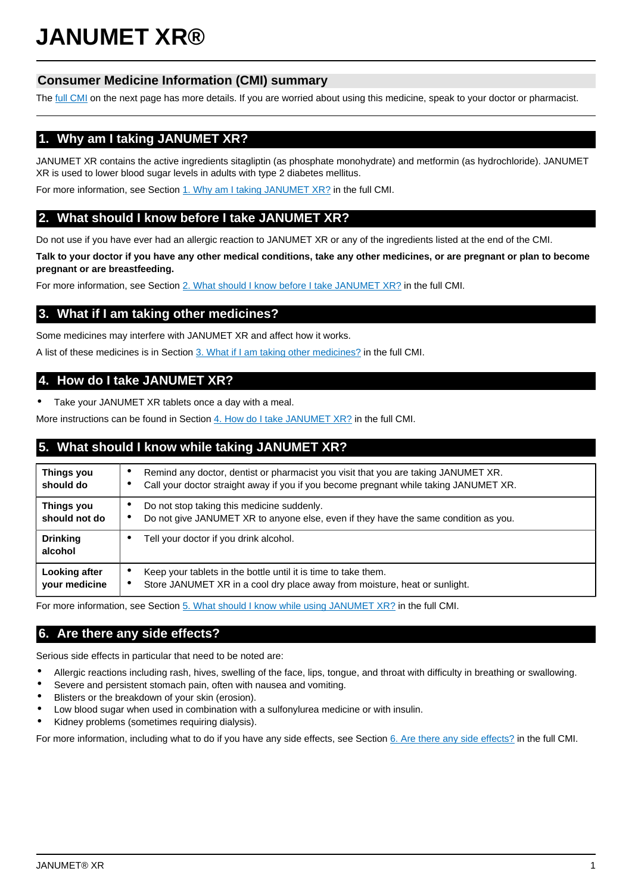# JANUMET XR®

## Consumer Medicine Information (CMI) summary

The full CMI on the next page has more details. If you are worried about using this medicine, speak to your doctor or pharmacist.

## 1. Why am I taking JANUMET XR?

JANUMET XR contains the active ingredients sitagliptin (as phosphate monohydrate) and metformin (as hydrochloride). JANUMET XR is used to lower blood sugar levels in adults with type 2 diabetes mellitus.

For more information, see Section 1. Why am I taking JANUMET XR? in the full CMI.

## 2. What should I know before I take JANUMET XR?

Do not use if you have ever had an allergic reaction to JANUMET XR or any of the ingredients listed at the end of the CMI.

**Talk to your doctor if you have any other medical conditions, take any other medicines, or are pregnant or plan to become pregnant or are breastfeeding.**

For more information, see Section 2. What should I know before I take JANUMET XR? in the full CMI.

## 3. What if I am taking other medicines?

Some medicines may interfere with JANUMET XR and affect how it works.

A list of these medicines is in Section 3. What if I am taking other medicines? in the full CMI.

## 4. How do I take JANUMET XR?

- Take your JANUMET XR tablets once a day with a meal.

More instructions can be found in Section 4. How do I take JANUMET XR? in the full CMI.

## 5. What should I know while taking JANUMET XR?

| | |
|---|---|
| **Things you should do** | • Remind any doctor, dentist or pharmacist you visit that you are taking JANUMET XR.<br>• Call your doctor straight away if you if you become pregnant while taking JANUMET XR. |
| **Things you should not do** | • Do not stop taking this medicine suddenly.<br>• Do not give JANUMET XR to anyone else, even if they have the same condition as you. |
| **Drinking alcohol** | • Tell your doctor if you drink alcohol. |
| **Looking after your medicine** | • Keep your tablets in the bottle until it is time to take them.<br>• Store JANUMET XR in a cool dry place away from moisture, heat or sunlight. |

For more information, see Section 5. What should I know while using JANUMET XR? in the full CMI.

## 6. Are there any side effects?

Serious side effects in particular that need to be noted are:

- Allergic reactions including rash, hives, swelling of the face, lips, tongue, and throat with difficulty in breathing or swallowing.
- Severe and persistent stomach pain, often with nausea and vomiting.
- Blisters or the breakdown of your skin (erosion).
- Low blood sugar when used in combination with a sulfonylurea medicine or with insulin.
- Kidney problems (sometimes requiring dialysis).

For more information, including what to do if you have any side effects, see Section 6. Are there any side effects? in the full CMI.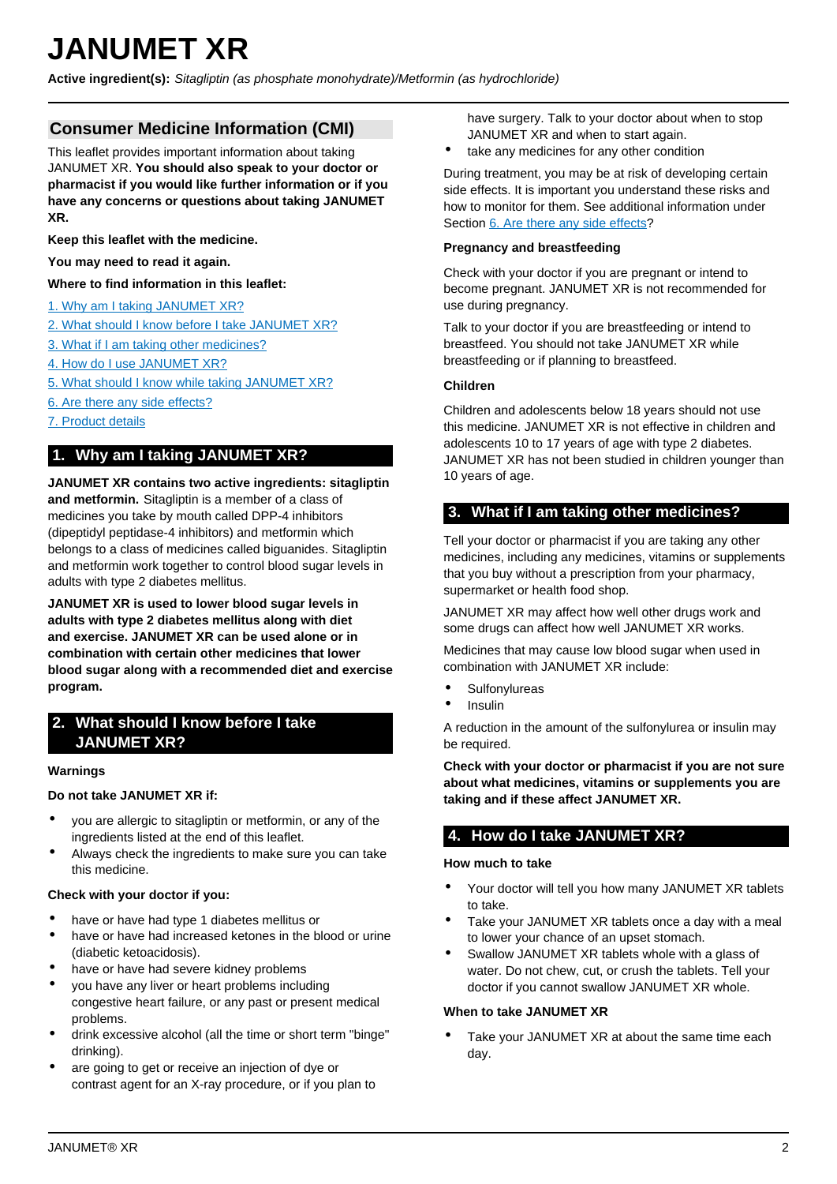# JANUMET XR

**Active ingredient(s):** *Sitagliptin (as phosphate monohydrate)/Metformin (as hydrochloride)*

## Consumer Medicine Information (CMI)

This leaflet provides important information about taking JANUMET XR. **You should also speak to your doctor or pharmacist if you would like further information or if you have any concerns or questions about taking JANUMET XR.**

**Keep this leaflet with the medicine.**

**You may need to read it again.**

**Where to find information in this leaflet:**

1. Why am I taking JANUMET XR?
2. What should I know before I take JANUMET XR?
3. What if I am taking other medicines?
4. How do I use JANUMET XR?
5. What should I know while taking JANUMET XR?
6. Are there any side effects?
7. Product details

## 1. Why am I taking JANUMET XR?

**JANUMET XR contains two active ingredients: sitagliptin and metformin.** Sitagliptin is a member of a class of medicines you take by mouth called DPP-4 inhibitors (dipeptidyl peptidase-4 inhibitors) and metformin which belongs to a class of medicines called biguanides. Sitagliptin and metformin work together to control blood sugar levels in adults with type 2 diabetes mellitus.

**JANUMET XR is used to lower blood sugar levels in adults with type 2 diabetes mellitus along with diet and exercise. JANUMET XR can be used alone or in combination with certain other medicines that lower blood sugar along with a recommended diet and exercise program.**

## 2. What should I know before I take JANUMET XR?

### Warnings

**Do not take JANUMET XR if:**

- you are allergic to sitagliptin or metformin, or any of the ingredients listed at the end of this leaflet.
- Always check the ingredients to make sure you can take this medicine.

**Check with your doctor if you:**

- have or have had type 1 diabetes mellitus or
- have or have had increased ketones in the blood or urine (diabetic ketoacidosis).
- have or have had severe kidney problems
- you have any liver or heart problems including congestive heart failure, or any past or present medical problems.
- drink excessive alcohol (all the time or short term "binge" drinking).
- are going to get or receive an injection of dye or contrast agent for an X-ray procedure, or if you plan to have surgery. Talk to your doctor about when to stop JANUMET XR and when to start again.
- take any medicines for any other condition

During treatment, you may be at risk of developing certain side effects. It is important you understand these risks and how to monitor for them. See additional information under Section 6. Are there any side effects?

### Pregnancy and breastfeeding

Check with your doctor if you are pregnant or intend to become pregnant. JANUMET XR is not recommended for use during pregnancy.

Talk to your doctor if you are breastfeeding or intend to breastfeed. You should not take JANUMET XR while breastfeeding or if planning to breastfeed.

### Children

Children and adolescents below 18 years should not use this medicine. JANUMET XR is not effective in children and adolescents 10 to 17 years of age with type 2 diabetes. JANUMET XR has not been studied in children younger than 10 years of age.

## 3. What if I am taking other medicines?

Tell your doctor or pharmacist if you are taking any other medicines, including any medicines, vitamins or supplements that you buy without a prescription from your pharmacy, supermarket or health food shop.

JANUMET XR may affect how well other drugs work and some drugs can affect how well JANUMET XR works.

Medicines that may cause low blood sugar when used in combination with JANUMET XR include:

- Sulfonylureas
- Insulin

A reduction in the amount of the sulfonylurea or insulin may be required.

**Check with your doctor or pharmacist if you are not sure about what medicines, vitamins or supplements you are taking and if these affect JANUMET XR.**

## 4. How do I take JANUMET XR?

### How much to take

- Your doctor will tell you how many JANUMET XR tablets to take.
- Take your JANUMET XR tablets once a day with a meal to lower your chance of an upset stomach.
- Swallow JANUMET XR tablets whole with a glass of water. Do not chew, cut, or crush the tablets. Tell your doctor if you cannot swallow JANUMET XR whole.

### When to take JANUMET XR

- Take your JANUMET XR at about the same time each day.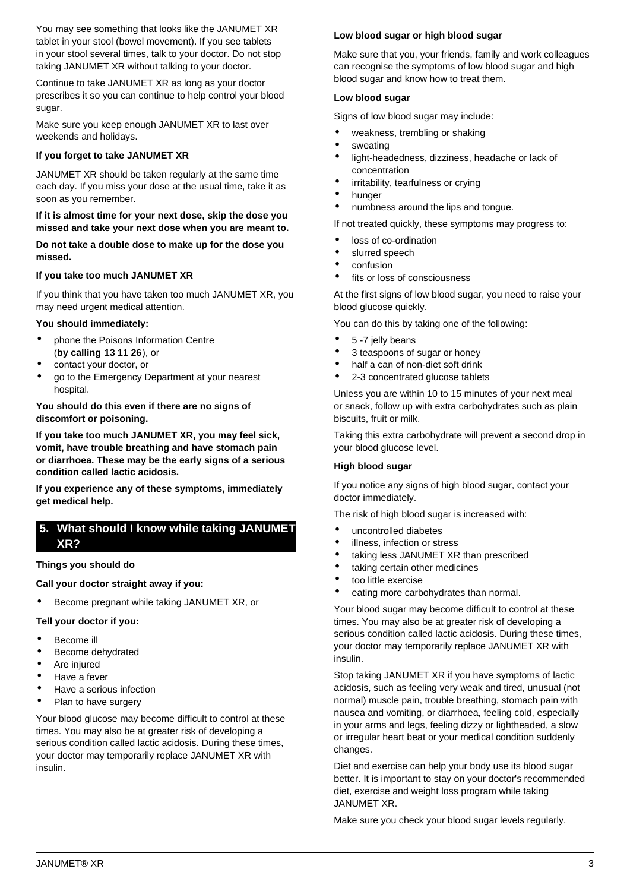You may see something that looks like the JANUMET XR tablet in your stool (bowel movement). If you see tablets in your stool several times, talk to your doctor. Do not stop taking JANUMET XR without talking to your doctor.

Continue to take JANUMET XR as long as your doctor prescribes it so you can continue to help control your blood sugar.

Make sure you keep enough JANUMET XR to last over weekends and holidays.

**If you forget to take JANUMET XR**

JANUMET XR should be taken regularly at the same time each day. If you miss your dose at the usual time, take it as soon as you remember.

**If it is almost time for your next dose, skip the dose you missed and take your next dose when you are meant to.**

**Do not take a double dose to make up for the dose you missed.**

**If you take too much JANUMET XR**

If you think that you have taken too much JANUMET XR, you may need urgent medical attention.

**You should immediately:**

- phone the Poisons Information Centre (**by calling 13 11 26**), or
- contact your doctor, or
- go to the Emergency Department at your nearest hospital.

**You should do this even if there are no signs of discomfort or poisoning.**

**If you take too much JANUMET XR, you may feel sick, vomit, have trouble breathing and have stomach pain or diarrhoea. These may be the early signs of a serious condition called lactic acidosis.**

**If you experience any of these symptoms, immediately get medical help.**

## 5. What should I know while taking JANUMET XR?

**Things you should do**

**Call your doctor straight away if you:**

- Become pregnant while taking JANUMET XR, or

**Tell your doctor if you:**

- Become ill
- Become dehydrated
- Are injured
- Have a fever
- Have a serious infection
- Plan to have surgery

Your blood glucose may become difficult to control at these times. You may also be at greater risk of developing a serious condition called lactic acidosis. During these times, your doctor may temporarily replace JANUMET XR with insulin.

**Low blood sugar or high blood sugar**

Make sure that you, your friends, family and work colleagues can recognise the symptoms of low blood sugar and high blood sugar and know how to treat them.

**Low blood sugar**

Signs of low blood sugar may include:

- weakness, trembling or shaking
- sweating
- light-headedness, dizziness, headache or lack of concentration
- irritability, tearfulness or crying
- hunger
- numbness around the lips and tongue.

If not treated quickly, these symptoms may progress to:

- loss of co-ordination
- slurred speech
- confusion
- fits or loss of consciousness

At the first signs of low blood sugar, you need to raise your blood glucose quickly.

You can do this by taking one of the following:

- 5 -7 jelly beans
- 3 teaspoons of sugar or honey
- half a can of non-diet soft drink
- 2-3 concentrated glucose tablets

Unless you are within 10 to 15 minutes of your next meal or snack, follow up with extra carbohydrates such as plain biscuits, fruit or milk.

Taking this extra carbohydrate will prevent a second drop in your blood glucose level.

**High blood sugar**

If you notice any signs of high blood sugar, contact your doctor immediately.

The risk of high blood sugar is increased with:

- uncontrolled diabetes
- illness, infection or stress
- taking less JANUMET XR than prescribed
- taking certain other medicines
- too little exercise
- eating more carbohydrates than normal.

Your blood sugar may become difficult to control at these times. You may also be at greater risk of developing a serious condition called lactic acidosis. During these times, your doctor may temporarily replace JANUMET XR with insulin.

Stop taking JANUMET XR if you have symptoms of lactic acidosis, such as feeling very weak and tired, unusual (not normal) muscle pain, trouble breathing, stomach pain with nausea and vomiting, or diarrhoea, feeling cold, especially in your arms and legs, feeling dizzy or lightheaded, a slow or irregular heart beat or your medical condition suddenly changes.

Diet and exercise can help your body use its blood sugar better. It is important to stay on your doctor's recommended diet, exercise and weight loss program while taking JANUMET XR.

Make sure you check your blood sugar levels regularly.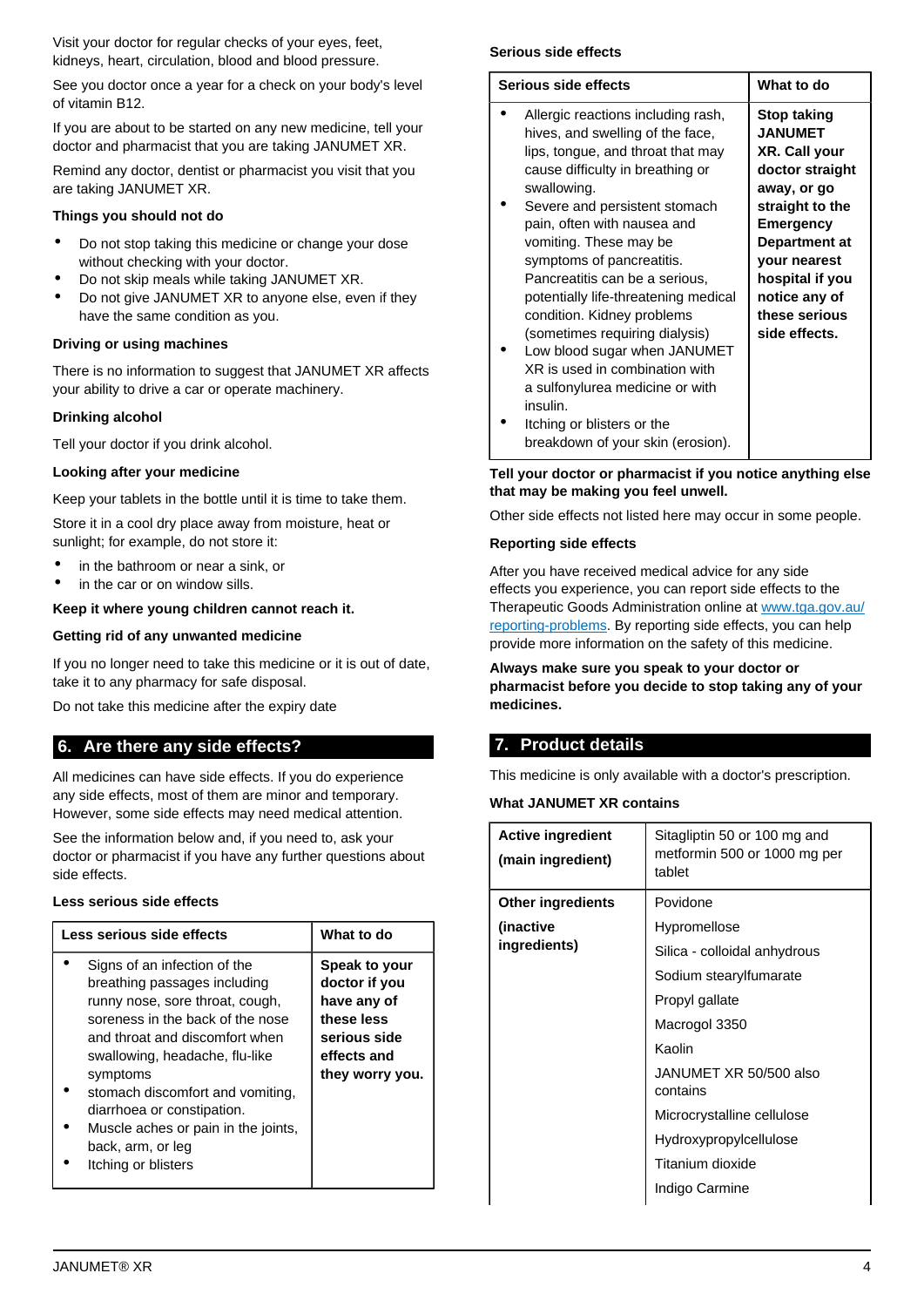Visit your doctor for regular checks of your eyes, feet, kidneys, heart, circulation, blood and blood pressure.

See you doctor once a year for a check on your body's level of vitamin B12.

If you are about to be started on any new medicine, tell your doctor and pharmacist that you are taking JANUMET XR.

Remind any doctor, dentist or pharmacist you visit that you are taking JANUMET XR.

### Things you should not do

- Do not stop taking this medicine or change your dose without checking with your doctor.
- Do not skip meals while taking JANUMET XR.
- Do not give JANUMET XR to anyone else, even if they have the same condition as you.

### Driving or using machines

There is no information to suggest that JANUMET XR affects your ability to drive a car or operate machinery.

### Drinking alcohol

Tell your doctor if you drink alcohol.

### Looking after your medicine

Keep your tablets in the bottle until it is time to take them.

Store it in a cool dry place away from moisture, heat or sunlight; for example, do not store it:

- in the bathroom or near a sink, or
- in the car or on window sills.

**Keep it where young children cannot reach it.**

### Getting rid of any unwanted medicine

If you no longer need to take this medicine or it is out of date, take it to any pharmacy for safe disposal.

Do not take this medicine after the expiry date

## 6. Are there any side effects?

All medicines can have side effects. If you do experience any side effects, most of them are minor and temporary. However, some side effects may need medical attention.

See the information below and, if you need to, ask your doctor or pharmacist if you have any further questions about side effects.

### Less serious side effects

| Less serious side effects | What to do |
|---|---|
| • Signs of an infection of the breathing passages including runny nose, sore throat, cough, soreness in the back of the nose and throat and discomfort when swallowing, headache, flu-like symptoms<br>• stomach discomfort and vomiting, diarrhoea or constipation.<br>• Muscle aches or pain in the joints, back, arm, or leg<br>• Itching or blisters | **Speak to your doctor if you have any of these less serious side effects and they worry you.** |

### Serious side effects

| Serious side effects | What to do |
|---|---|
| • Allergic reactions including rash, hives, and swelling of the face, lips, tongue, and throat that may cause difficulty in breathing or swallowing.<br>• Severe and persistent stomach pain, often with nausea and vomiting. These may be symptoms of pancreatitis. Pancreatitis can be a serious, potentially life-threatening medical condition. Kidney problems (sometimes requiring dialysis)<br>• Low blood sugar when JANUMET XR is used in combination with a sulfonylurea medicine or with insulin.<br>• Itching or blisters or the breakdown of your skin (erosion). | **Stop taking JANUMET XR. Call your doctor straight away, or go straight to the Emergency Department at your nearest hospital if you notice any of these serious side effects.** |

**Tell your doctor or pharmacist if you notice anything else that may be making you feel unwell.**

Other side effects not listed here may occur in some people.

### Reporting side effects

After you have received medical advice for any side effects you experience, you can report side effects to the Therapeutic Goods Administration online at www.tga.gov.au/reporting-problems. By reporting side effects, you can help provide more information on the safety of this medicine.

**Always make sure you speak to your doctor or pharmacist before you decide to stop taking any of your medicines.**

## 7. Product details

This medicine is only available with a doctor's prescription.

### What JANUMET XR contains

| | |
|---|---|
| **Active ingredient (main ingredient)** | Sitagliptin 50 or 100 mg and metformin 500 or 1000 mg per tablet |
| **Other ingredients (inactive ingredients)** | Povidone<br>Hypromellose<br>Silica - colloidal anhydrous<br>Sodium stearylfumarate<br>Propyl gallate<br>Macrogol 3350<br>Kaolin<br>JANUMET XR 50/500 also contains<br>Microcrystalline cellulose<br>Hydroxypropylcellulose<br>Titanium dioxide<br>Indigo Carmine |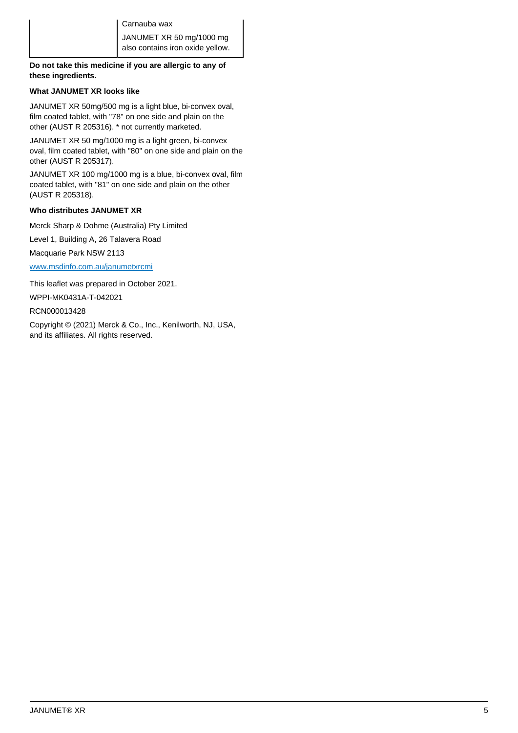| | |
|---|---|
| | Carnauba wax<br>JANUMET XR 50 mg/1000 mg also contains iron oxide yellow. |

**Do not take this medicine if you are allergic to any of these ingredients.**

**What JANUMET XR looks like**

JANUMET XR 50mg/500 mg is a light blue, bi-convex oval, film coated tablet, with "78" on one side and plain on the other (AUST R 205316). * not currently marketed.

JANUMET XR 50 mg/1000 mg is a light green, bi-convex oval, film coated tablet, with "80" on one side and plain on the other (AUST R 205317).

JANUMET XR 100 mg/1000 mg is a blue, bi-convex oval, film coated tablet, with "81" on one side and plain on the other (AUST R 205318).

**Who distributes JANUMET XR**

Merck Sharp & Dohme (Australia) Pty Limited

Level 1, Building A, 26 Talavera Road

Macquarie Park NSW 2113

www.msdinfo.com.au/janumetxrcmi

This leaflet was prepared in October 2021.

WPPI-MK0431A-T-042021

RCN000013428

Copyright © (2021) Merck & Co., Inc., Kenilworth, NJ, USA, and its affiliates. All rights reserved.